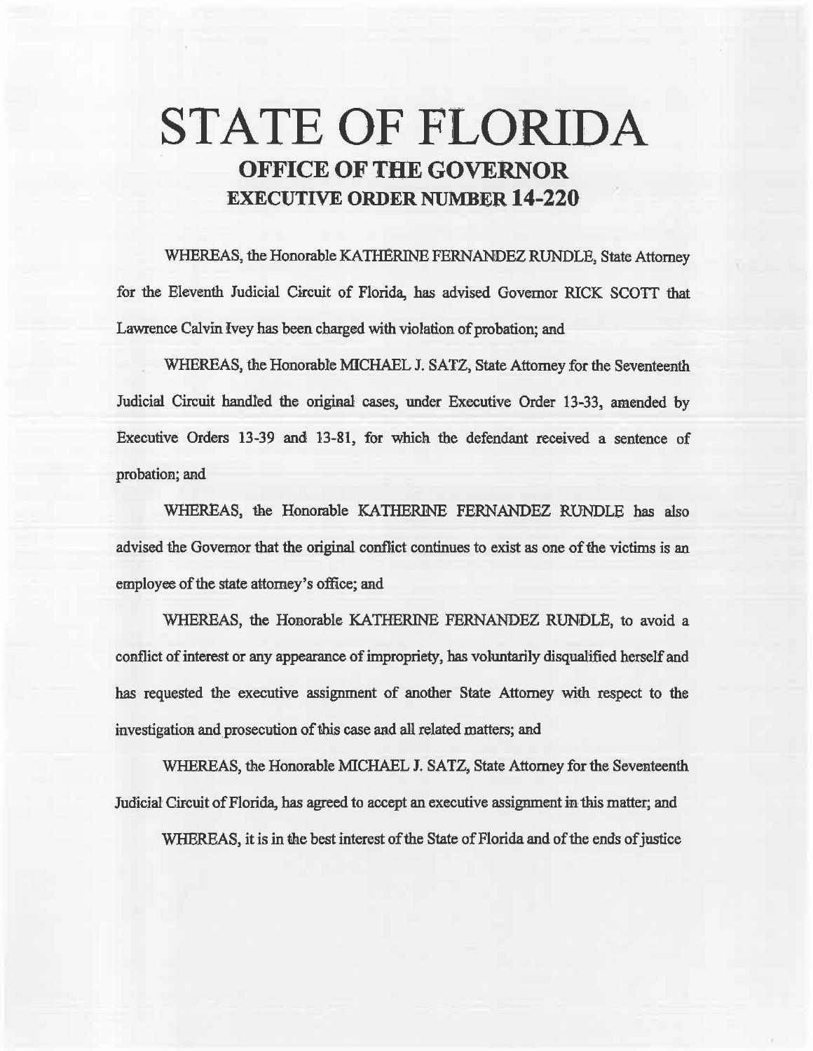# STATE OF FLORIDA

## OFFICE OF THE GOVERNOR

## EXECUTIVE ORDER NUMBER 14-220

WHEREAS, the Honorable KATHERINE FERNANDEZ RUNDLE, State Attorney for the Eleventh Judicial Circuit of Florida, has advised Governor RICK SCOTT that Lawrence Calvin Ivey has been charged with violation of probation; and

WHEREAS, the Honorable MICHAEL J. SATZ, State Attorney for the Seventeenth Judicial Circuit handled the original cases, under Executive Order 13-33, amended by Executive Orders 13-39 and 13-81, for which the defendant received a sentence of probation; and

WHEREAS, the Honorable KATHERINE FERNANDEZ RUNDLE has also advised the Governor that the original conflict continues to exist as one of the victims is an employee of the state attorney's office; and

WHEREAS, the Honorable KATHERINE FERNANDEZ RUNDLE, to avoid a conflict of interest or any appearance of impropriety, has voluntarily disqualified herself and has requested the executive assignment of another State Attorney with respect to the investigation and prosecution of this case and all related matters; and

WHEREAS, the Honorable MICHAEL J. SATZ, State Attorney for the Seventeenth Judicial Circuit of Florida, has agreed to accept an executive assignment in this matter; and

WHEREAS, it is in the best interest of the State of Florida and of the ends of justice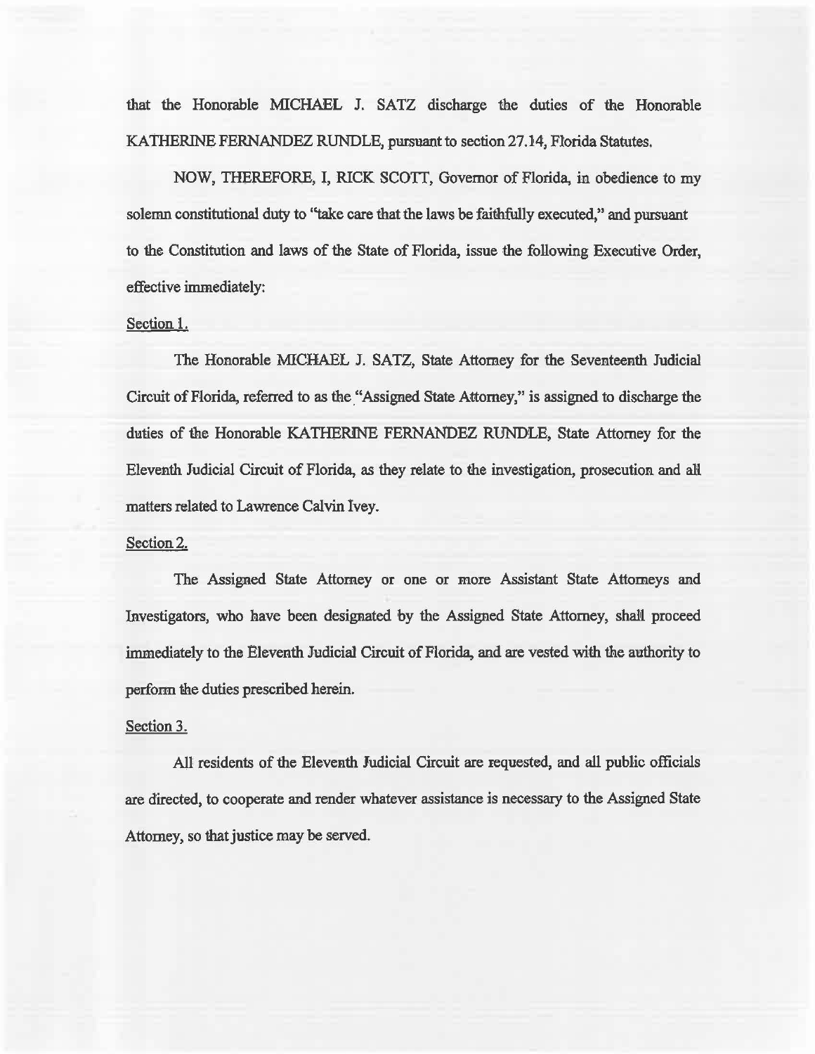that the Honorable MICHAEL J. SATZ discharge the duties of the Honorable KATHERINE FERNANDEZ RUNDLE, pursuant to section 27.14, Florida Statutes.

NOW, THEREFORE, I, RICK SCOTT, Governor of Florida, in obedience to my solemn constitutional duty to "take care that the laws be faithfully executed," and pursuant to the Constitution and laws of the State of Florida, issue the following Executive Order, effective immediately:

Section 1.

The Honorable MICHAEL J. SATZ, State Attorney for the Seventeenth Judicial Circuit of Florida, referred to as the "Assigned State Attorney," is assigned to discharge the duties of the Honorable KATHERINE FERNANDEZ RUNDLE, State Attorney for the Eleventh Judicial Circuit of Florida, as they relate to the investigation, prosecution and all matters related to Lawrence Calvin Ivey.

Section 2.

The Assigned State Attorney or one or more Assistant State Attorneys and Investigators, who have been designated by the Assigned State Attorney, shall proceed immediately to the Eleventh Judicial Circuit of Florida, and are vested with the authority to perform the duties prescribed herein.

Section 3.

All residents of the Eleventh Judicial Circuit are requested, and all public officials are directed, to cooperate and render whatever assistance is necessary to the Assigned State Attorney, so that justice may be served.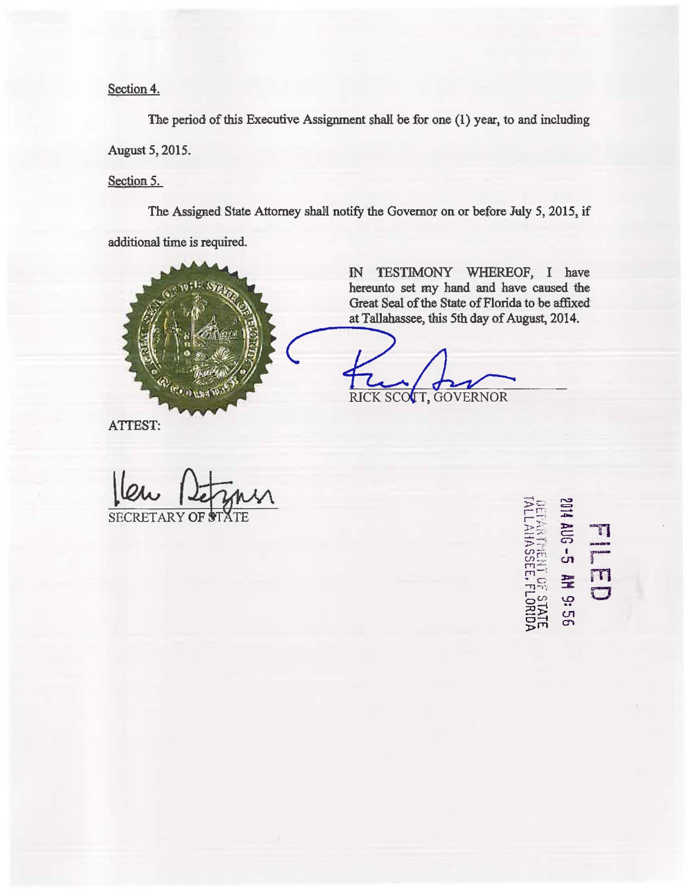Section 4.

The period of this Executive Assignment shall be for one (1) year, to and including August 5, 2015.

Section 5.

The Assigned State Attorney shall notify the Governor on or before July 5, 2015, if additional time is required.

IN TESTIMONY WHEREOF, I have hereunto set my hand and have caused the Great Seal of the State of Florida to be affixed at Tallahassee, this 5th day of August, 2014.

RICK SCOTT, GOVERNOR

ATTEST:

SECRETARY OF STATE

FILED

2014 AUG -5 AM 9:56

DEPARTMENT OF STATE
TALLAHASSEE, FLORIDA